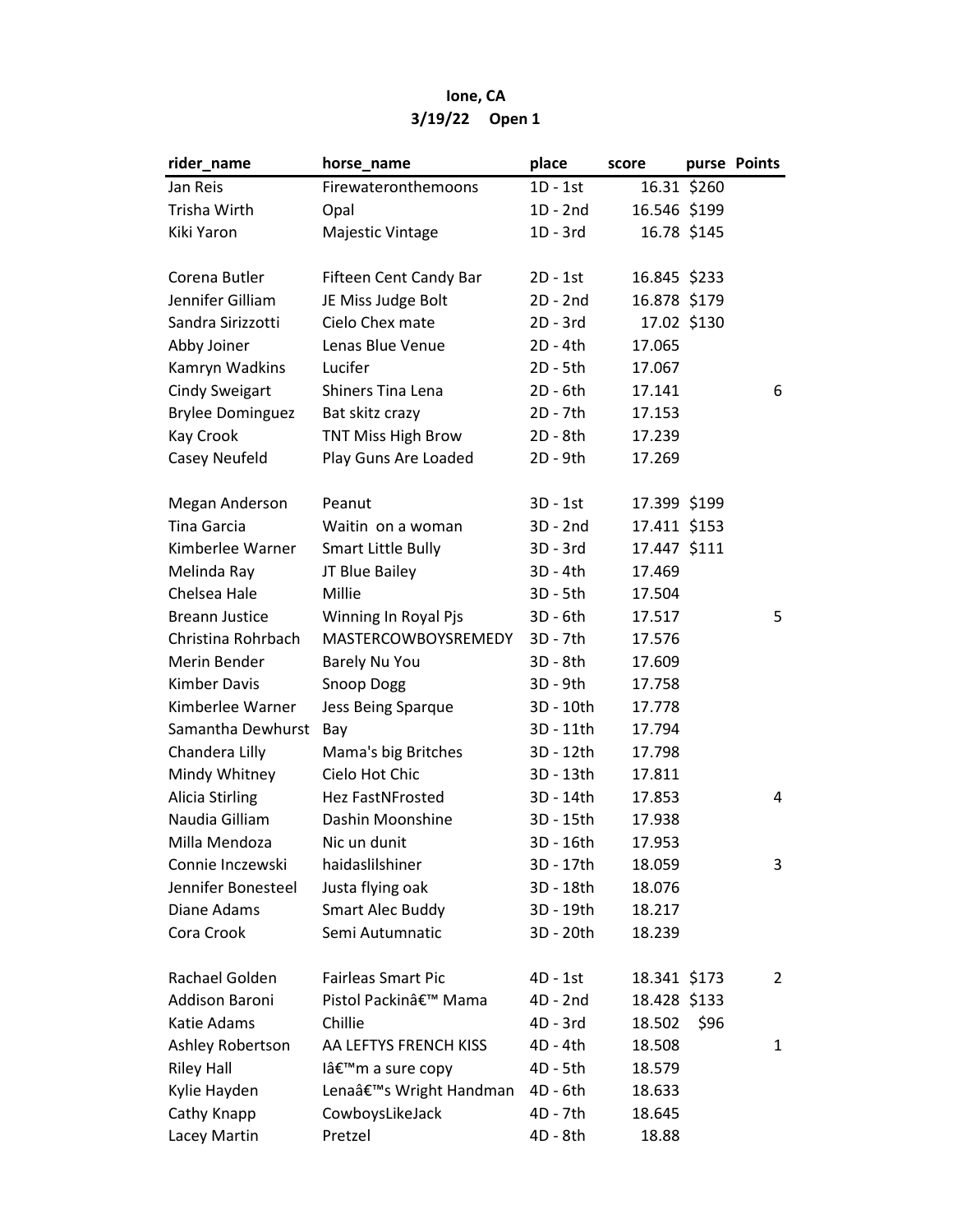# Ione, CA
## 3/19/22 Open 1

| rider_name | horse_name | place | score | purse | Points |
|---|---|---|---|---|---|
| Jan Reis | Firewateronthemoons | 1D - 1st | 16.31 | $260 | |
| Trisha Wirth | Opal | 1D - 2nd | 16.546 | $199 | |
| Kiki Yaron | Majestic Vintage | 1D - 3rd | 16.78 | $145 | |
| | | | | | |
| Corena Butler | Fifteen Cent Candy Bar | 2D - 1st | 16.845 | $233 | |
| Jennifer Gilliam | JE Miss Judge Bolt | 2D - 2nd | 16.878 | $179 | |
| Sandra Sirizzotti | Cielo Chex mate | 2D - 3rd | 17.02 | $130 | |
| Abby Joiner | Lenas Blue Venue | 2D - 4th | 17.065 | | |
| Kamryn Wadkins | Lucifer | 2D - 5th | 17.067 | | |
| Cindy Sweigart | Shiners Tina Lena | 2D - 6th | 17.141 | | 6 |
| Brylee Dominguez | Bat skitz crazy | 2D - 7th | 17.153 | | |
| Kay Crook | TNT Miss High Brow | 2D - 8th | 17.239 | | |
| Casey Neufeld | Play Guns Are Loaded | 2D - 9th | 17.269 | | |
| | | | | | |
| Megan Anderson | Peanut | 3D - 1st | 17.399 | $199 | |
| Tina Garcia | Waitin on a woman | 3D - 2nd | 17.411 | $153 | |
| Kimberlee Warner | Smart Little Bully | 3D - 3rd | 17.447 | $111 | |
| Melinda Ray | JT Blue Bailey | 3D - 4th | 17.469 | | |
| Chelsea Hale | Millie | 3D - 5th | 17.504 | | |
| Breann Justice | Winning In Royal Pjs | 3D - 6th | 17.517 | | 5 |
| Christina Rohrbach | MASTERCOWBOYSREMEDY | 3D - 7th | 17.576 | | |
| Merin Bender | Barely Nu You | 3D - 8th | 17.609 | | |
| Kimber Davis | Snoop Dogg | 3D - 9th | 17.758 | | |
| Kimberlee Warner | Jess Being Sparque | 3D - 10th | 17.778 | | |
| Samantha Dewhurst | Bay | 3D - 11th | 17.794 | | |
| Chandera Lilly | Mama's big Britches | 3D - 12th | 17.798 | | |
| Mindy Whitney | Cielo Hot Chic | 3D - 13th | 17.811 | | |
| Alicia Stirling | Hez FastNFrosted | 3D - 14th | 17.853 | | 4 |
| Naudia Gilliam | Dashin Moonshine | 3D - 15th | 17.938 | | |
| Milla Mendoza | Nic un dunit | 3D - 16th | 17.953 | | |
| Connie Inczewski | haidaslilshiner | 3D - 17th | 18.059 | | 3 |
| Jennifer Bonesteel | Justa flying oak | 3D - 18th | 18.076 | | |
| Diane Adams | Smart Alec Buddy | 3D - 19th | 18.217 | | |
| Cora Crook | Semi Autumnatic | 3D - 20th | 18.239 | | |
| | | | | | |
| Rachael Golden | Fairleas Smart Pic | 4D - 1st | 18.341 | $173 | 2 |
| Addison Baroni | Pistol Packinâ€™ Mama | 4D - 2nd | 18.428 | $133 | |
| Katie Adams | Chillie | 4D - 3rd | 18.502 | $96 | |
| Ashley Robertson | AA LEFTYS FRENCH KISS | 4D - 4th | 18.508 | | 1 |
| Riley Hall | Iâ€™m a sure copy | 4D - 5th | 18.579 | | |
| Kylie Hayden | Lenaâ€™s Wright Handman | 4D - 6th | 18.633 | | |
| Cathy Knapp | CowboysLikeJack | 4D - 7th | 18.645 | | |
| Lacey Martin | Pretzel | 4D - 8th | 18.88 | | |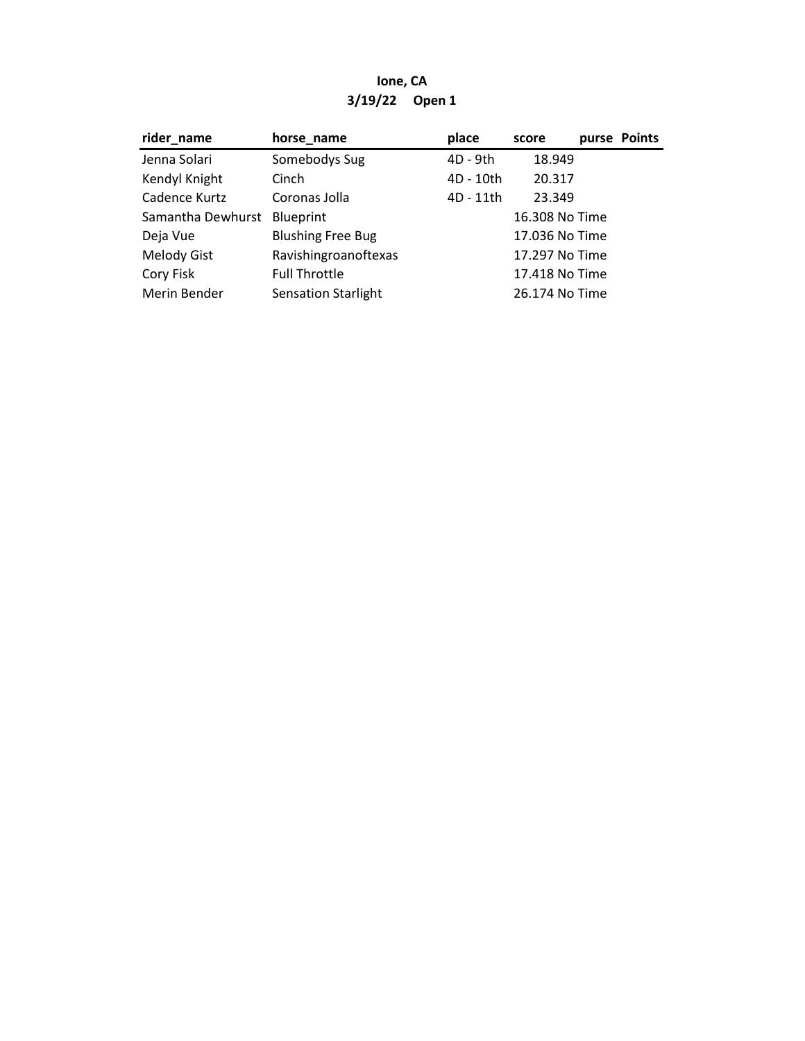**Ione, CA**
**3/19/22 Open 1**

| rider_name | horse_name | place | score | purse | Points |
|---|---|---|---|---|---|
| Jenna Solari | Somebodys Sug | 4D - 9th | 18.949 | | |
| Kendyl Knight | Cinch | 4D - 10th | 20.317 | | |
| Cadence Kurtz | Coronas Jolla | 4D - 11th | 23.349 | | |
| Samantha Dewhurst | Blueprint | | 16.308 No Time | | |
| Deja Vue | Blushing Free Bug | | 17.036 No Time | | |
| Melody Gist | Ravishingroanoftexas | | 17.297 No Time | | |
| Cory Fisk | Full Throttle | | 17.418 No Time | | |
| Merin Bender | Sensation Starlight | | 26.174 No Time | | |